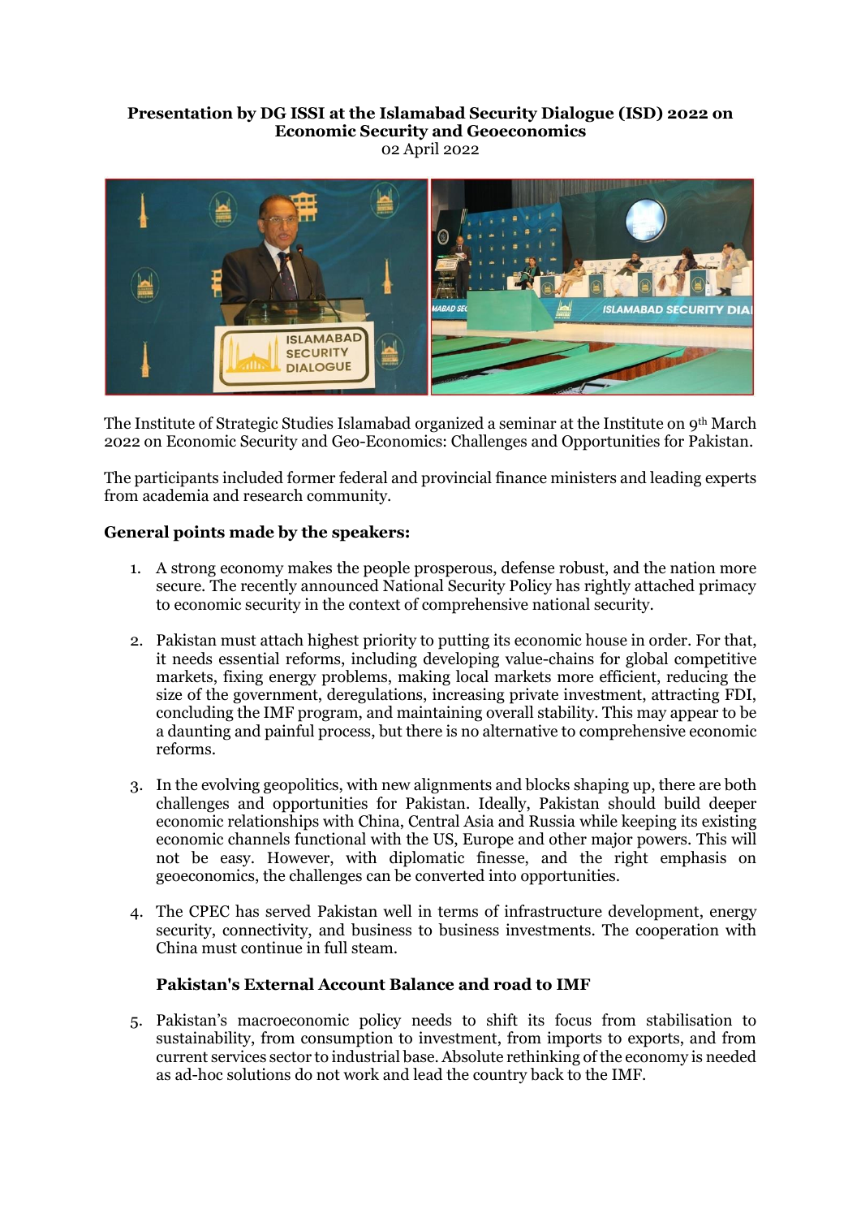**Presentation by DG ISSI at the Islamabad Security Dialogue (ISD) 2022 on Economic Security and Geoeconomics**

02 April 2022

The Institute of Strategic Studies Islamabad organized a seminar at the Institute on 9th March 2022 on Economic Security and Geo-Economics: Challenges and Opportunities for Pakistan.

The participants included former federal and provincial finance ministers and leading experts from academia and research community.

**General points made by the speakers:**

1. A strong economy makes the people prosperous, defense robust, and the nation more secure. The recently announced National Security Policy has rightly attached primacy to economic security in the context of comprehensive national security.

2. Pakistan must attach highest priority to putting its economic house in order. For that, it needs essential reforms, including developing value-chains for global competitive markets, fixing energy problems, making local markets more efficient, reducing the size of the government, deregulations, increasing private investment, attracting FDI, concluding the IMF program, and maintaining overall stability. This may appear to be a daunting and painful process, but there is no alternative to comprehensive economic reforms.

3. In the evolving geopolitics, with new alignments and blocks shaping up, there are both challenges and opportunities for Pakistan. Ideally, Pakistan should build deeper economic relationships with China, Central Asia and Russia while keeping its existing economic channels functional with the US, Europe and other major powers. This will not be easy. However, with diplomatic finesse, and the right emphasis on geoeconomics, the challenges can be converted into opportunities.

4. The CPEC has served Pakistan well in terms of infrastructure development, energy security, connectivity, and business to business investments. The cooperation with China must continue in full steam.

**Pakistan's External Account Balance and road to IMF**

5. Pakistan's macroeconomic policy needs to shift its focus from stabilisation to sustainability, from consumption to investment, from imports to exports, and from current services sector to industrial base. Absolute rethinking of the economy is needed as ad-hoc solutions do not work and lead the country back to the IMF.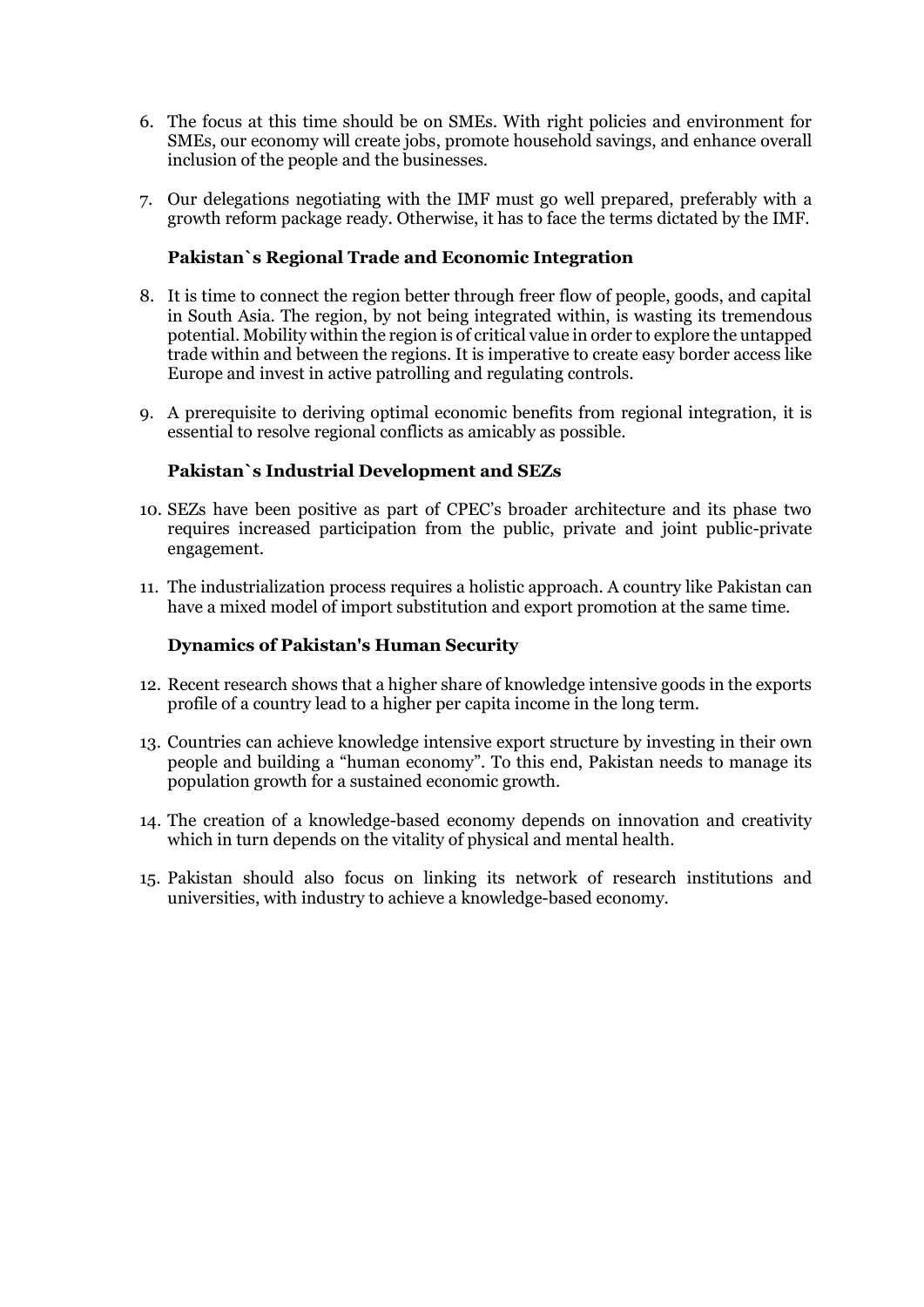6. The focus at this time should be on SMEs. With right policies and environment for SMEs, our economy will create jobs, promote household savings, and enhance overall inclusion of the people and the businesses.

7. Our delegations negotiating with the IMF must go well prepared, preferably with a growth reform package ready. Otherwise, it has to face the terms dictated by the IMF.

### Pakistan`s Regional Trade and Economic Integration

8. It is time to connect the region better through freer flow of people, goods, and capital in South Asia. The region, by not being integrated within, is wasting its tremendous potential. Mobility within the region is of critical value in order to explore the untapped trade within and between the regions. It is imperative to create easy border access like Europe and invest in active patrolling and regulating controls.

9. A prerequisite to deriving optimal economic benefits from regional integration, it is essential to resolve regional conflicts as amicably as possible.

### Pakistan`s Industrial Development and SEZs

10. SEZs have been positive as part of CPEC's broader architecture and its phase two requires increased participation from the public, private and joint public-private engagement.

11. The industrialization process requires a holistic approach. A country like Pakistan can have a mixed model of import substitution and export promotion at the same time.

### Dynamics of Pakistan's Human Security

12. Recent research shows that a higher share of knowledge intensive goods in the exports profile of a country lead to a higher per capita income in the long term.

13. Countries can achieve knowledge intensive export structure by investing in their own people and building a "human economy". To this end, Pakistan needs to manage its population growth for a sustained economic growth.

14. The creation of a knowledge-based economy depends on innovation and creativity which in turn depends on the vitality of physical and mental health.

15. Pakistan should also focus on linking its network of research institutions and universities, with industry to achieve a knowledge-based economy.